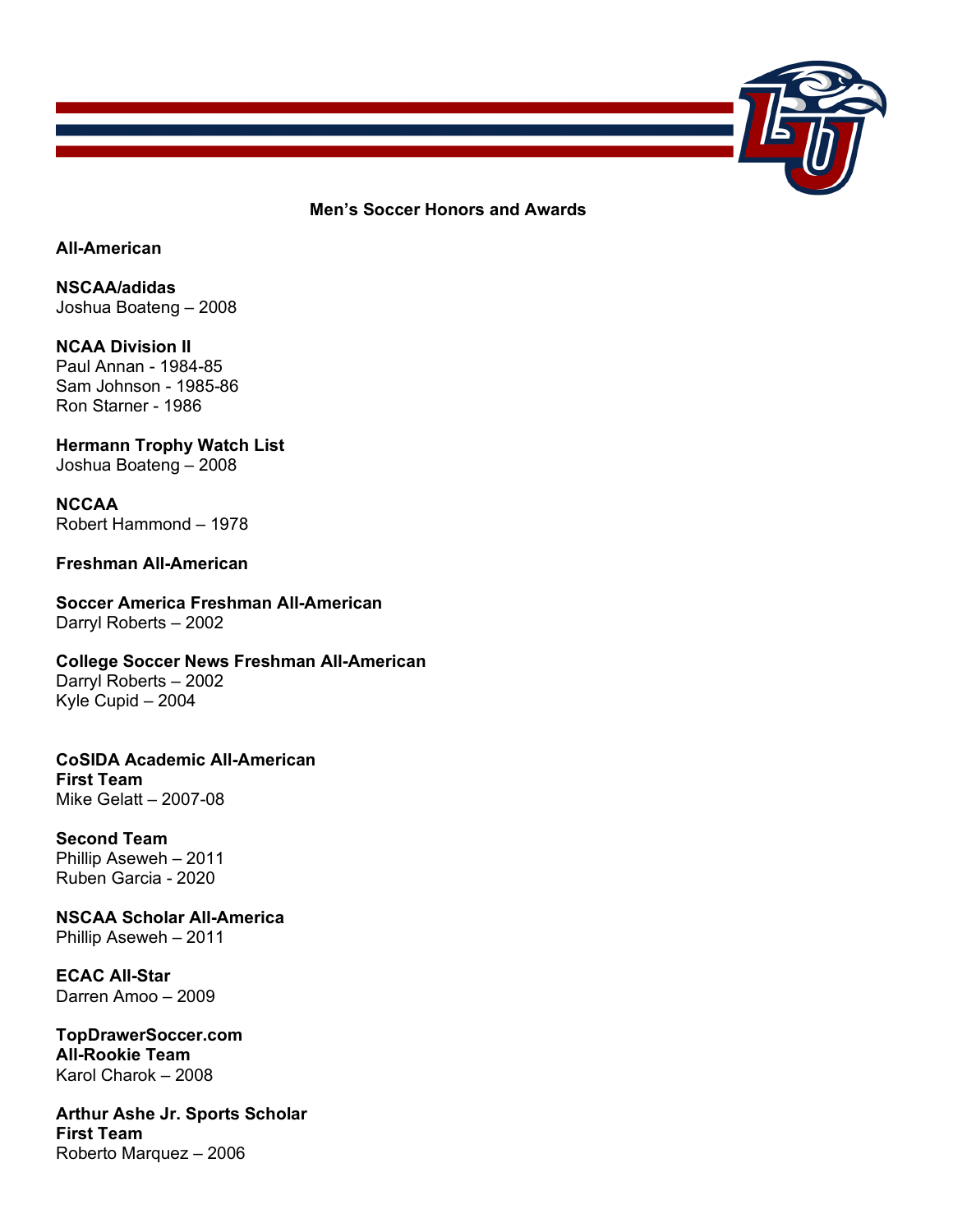# Men's Soccer Honors and Awards

## All-American

**NSCAA/adidas**
Joshua Boateng – 2008

**NCAA Division II**
Paul Annan - 1984-85
Sam Johnson - 1985-86
Ron Starner - 1986

**Hermann Trophy Watch List**
Joshua Boateng – 2008

**NCCAA**
Robert Hammond – 1978

## Freshman All-American

**Soccer America Freshman All-American**
Darryl Roberts – 2002

**College Soccer News Freshman All-American**
Darryl Roberts – 2002
Kyle Cupid – 2004

**CoSIDA Academic All-American**
**First Team**
Mike Gelatt – 2007-08

**Second Team**
Phillip Aseweh – 2011
Ruben Garcia - 2020

**NSCAA Scholar All-America**
Phillip Aseweh – 2011

**ECAC All-Star**
Darren Amoo – 2009

**TopDrawerSoccer.com**
**All-Rookie Team**
Karol Charok – 2008

**Arthur Ashe Jr. Sports Scholar**
**First Team**
Roberto Marquez – 2006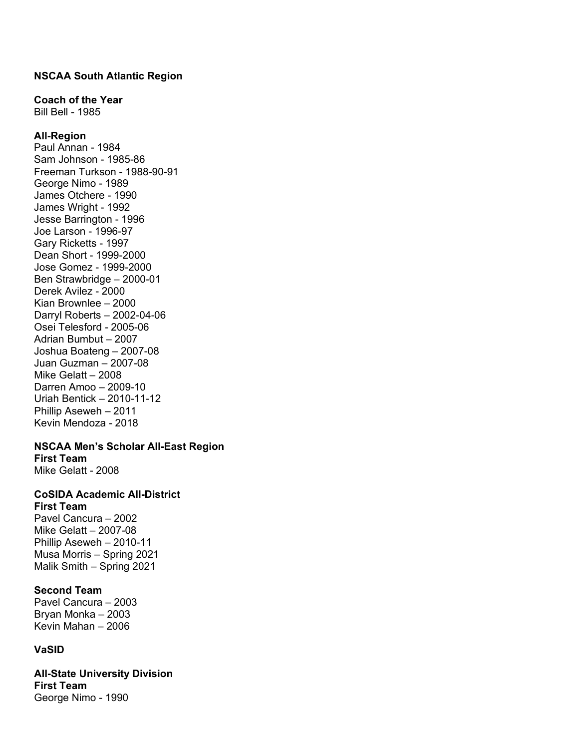## NSCAA South Atlantic Region

### Coach of the Year

Bill Bell - 1985

### All-Region

Paul Annan - 1984
Sam Johnson - 1985-86
Freeman Turkson - 1988-90-91
George Nimo - 1989
James Otchere - 1990
James Wright - 1992
Jesse Barrington - 1996
Joe Larson - 1996-97
Gary Ricketts - 1997
Dean Short - 1999-2000
Jose Gomez - 1999-2000
Ben Strawbridge – 2000-01
Derek Avilez - 2000
Kian Brownlee – 2000
Darryl Roberts – 2002-04-06
Osei Telesford - 2005-06
Adrian Bumbut – 2007
Joshua Boateng – 2007-08
Juan Guzman – 2007-08
Mike Gelatt – 2008
Darren Amoo – 2009-10
Uriah Bentick – 2010-11-12
Phillip Aseweh – 2011
Kevin Mendoza - 2018

## NSCAA Men's Scholar All-East Region

### First Team

Mike Gelatt - 2008

## CoSIDA Academic All-District

### First Team

Pavel Cancura – 2002
Mike Gelatt – 2007-08
Phillip Aseweh – 2010-11
Musa Morris – Spring 2021
Malik Smith – Spring 2021

### Second Team

Pavel Cancura – 2003
Bryan Monka – 2003
Kevin Mahan – 2006

## VaSID

### All-State University Division

### First Team

George Nimo - 1990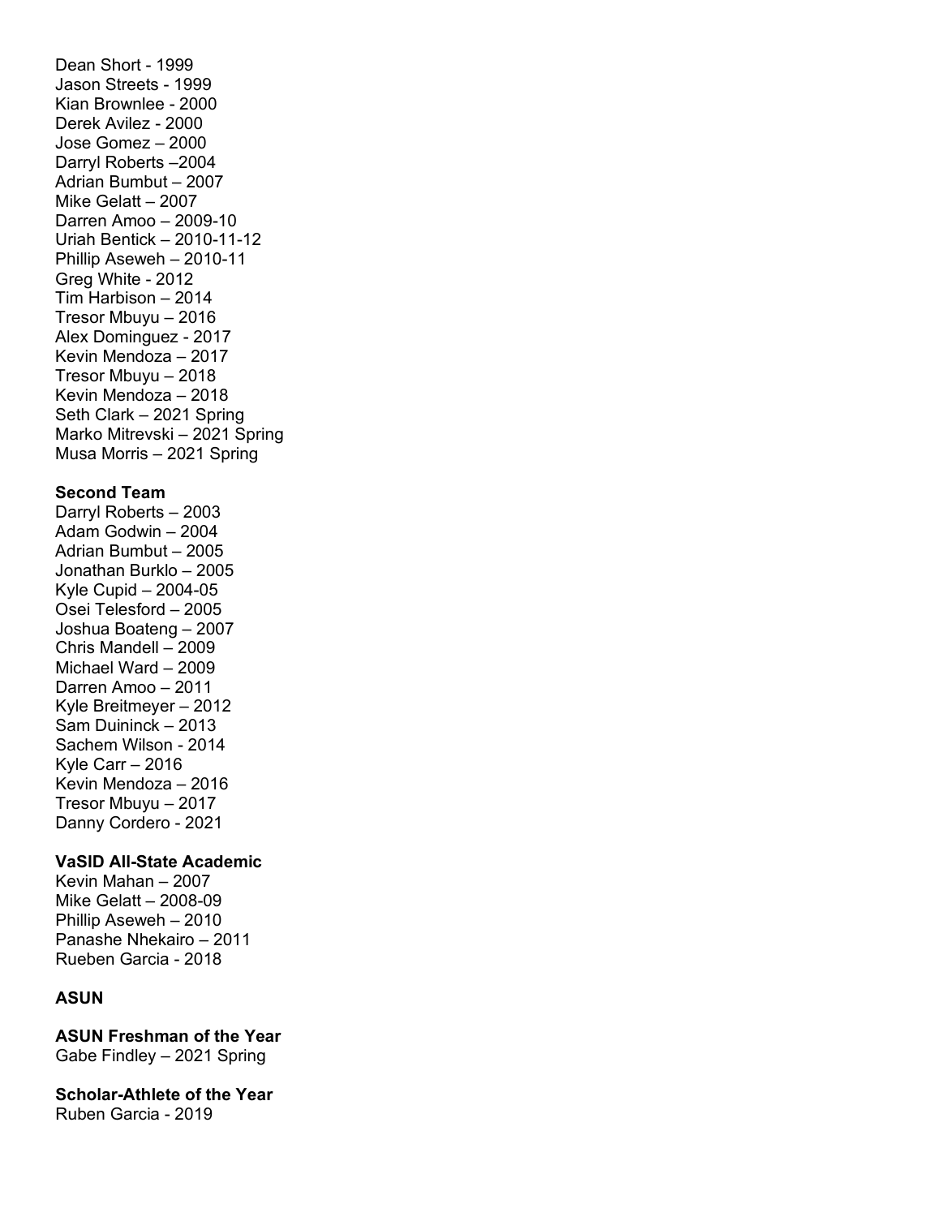Dean Short - 1999
Jason Streets - 1999
Kian Brownlee - 2000
Derek Avilez - 2000
Jose Gomez – 2000
Darryl Roberts –2004
Adrian Bumbut – 2007
Mike Gelatt – 2007
Darren Amoo – 2009-10
Uriah Bentick – 2010-11-12
Phillip Aseweh – 2010-11
Greg White - 2012
Tim Harbison – 2014
Tresor Mbuyu – 2016
Alex Dominguez - 2017
Kevin Mendoza – 2017
Tresor Mbuyu – 2018
Kevin Mendoza – 2018
Seth Clark – 2021 Spring
Marko Mitrevski – 2021 Spring
Musa Morris – 2021 Spring

**Second Team**

Darryl Roberts – 2003
Adam Godwin – 2004
Adrian Bumbut – 2005
Jonathan Burklo – 2005
Kyle Cupid – 2004-05
Osei Telesford – 2005
Joshua Boateng – 2007
Chris Mandell – 2009
Michael Ward – 2009
Darren Amoo – 2011
Kyle Breitmeyer – 2012
Sam Duininck – 2013
Sachem Wilson - 2014
Kyle Carr – 2016
Kevin Mendoza – 2016
Tresor Mbuyu – 2017
Danny Cordero - 2021

**VaSID All-State Academic**

Kevin Mahan – 2007
Mike Gelatt – 2008-09
Phillip Aseweh – 2010
Panashe Nhekairo – 2011
Rueben Garcia - 2018

**ASUN**

**ASUN Freshman of the Year**

Gabe Findley – 2021 Spring

**Scholar-Athlete of the Year**

Ruben Garcia - 2019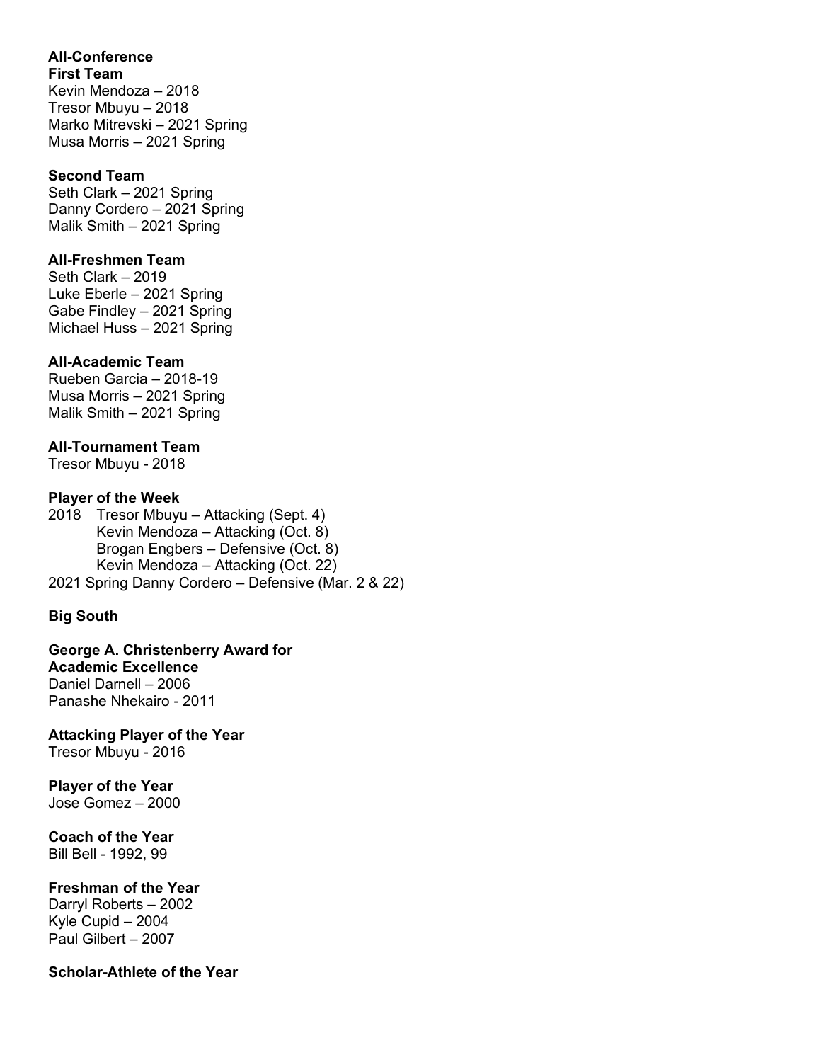**All-Conference**

**First Team**

Kevin Mendoza – 2018
Tresor Mbuyu – 2018
Marko Mitrevski – 2021 Spring
Musa Morris – 2021 Spring

**Second Team**

Seth Clark – 2021 Spring
Danny Cordero – 2021 Spring
Malik Smith – 2021 Spring

**All-Freshmen Team**

Seth Clark – 2019
Luke Eberle – 2021 Spring
Gabe Findley – 2021 Spring
Michael Huss – 2021 Spring

**All-Academic Team**

Rueben Garcia – 2018-19
Musa Morris – 2021 Spring
Malik Smith – 2021 Spring

**All-Tournament Team**

Tresor Mbuyu - 2018

**Player of the Week**

2018 Tresor Mbuyu – Attacking (Sept. 4)
Kevin Mendoza – Attacking (Oct. 8)
Brogan Engbers – Defensive (Oct. 8)
Kevin Mendoza – Attacking (Oct. 22)
2021 Spring Danny Cordero – Defensive (Mar. 2 & 22)

**Big South**

**George A. Christenberry Award for Academic Excellence**

Daniel Darnell – 2006
Panashe Nhekairo - 2011

**Attacking Player of the Year**

Tresor Mbuyu - 2016

**Player of the Year**

Jose Gomez – 2000

**Coach of the Year**

Bill Bell - 1992, 99

**Freshman of the Year**

Darryl Roberts – 2002
Kyle Cupid – 2004
Paul Gilbert – 2007

**Scholar-Athlete of the Year**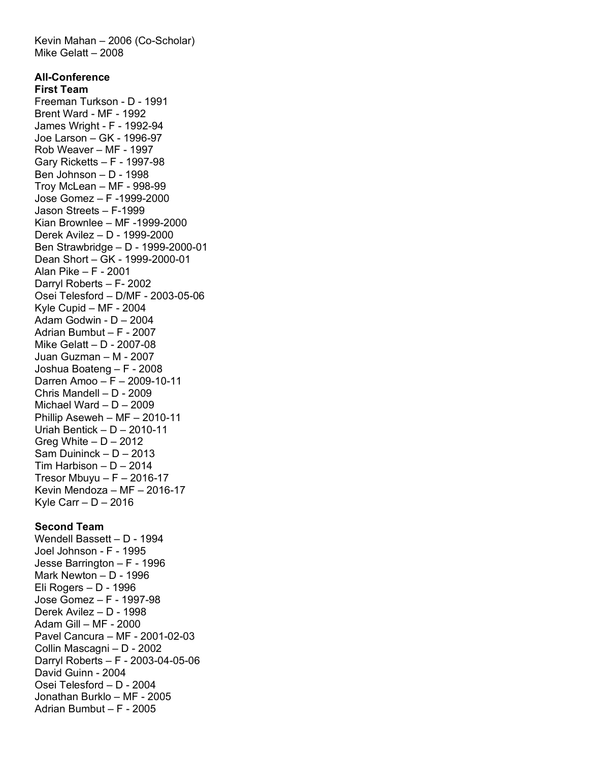Kevin Mahan – 2006 (Co-Scholar)
Mike Gelatt – 2008

**All-Conference**
**First Team**
Freeman Turkson - D - 1991
Brent Ward - MF - 1992
James Wright - F - 1992-94
Joe Larson – GK - 1996-97
Rob Weaver – MF - 1997
Gary Ricketts – F - 1997-98
Ben Johnson – D - 1998
Troy McLean – MF - 998-99
Jose Gomez – F -1999-2000
Jason Streets – F-1999
Kian Brownlee – MF -1999-2000
Derek Avilez – D - 1999-2000
Ben Strawbridge – D - 1999-2000-01
Dean Short – GK - 1999-2000-01
Alan Pike – F - 2001
Darryl Roberts – F- 2002
Osei Telesford – D/MF - 2003-05-06
Kyle Cupid – MF - 2004
Adam Godwin - D – 2004
Adrian Bumbut – F - 2007
Mike Gelatt – D - 2007-08
Juan Guzman – M - 2007
Joshua Boateng – F - 2008
Darren Amoo – F – 2009-10-11
Chris Mandell – D - 2009
Michael Ward – D – 2009
Phillip Aseweh – MF – 2010-11
Uriah Bentick – D – 2010-11
Greg White – D – 2012
Sam Duininck – D – 2013
Tim Harbison – D – 2014
Tresor Mbuyu – F – 2016-17
Kevin Mendoza – MF – 2016-17
Kyle Carr – D – 2016

**Second Team**
Wendell Bassett – D - 1994
Joel Johnson - F - 1995
Jesse Barrington – F - 1996
Mark Newton – D - 1996
Eli Rogers – D - 1996
Jose Gomez – F - 1997-98
Derek Avilez – D - 1998
Adam Gill – MF - 2000
Pavel Cancura – MF - 2001-02-03
Collin Mascagni – D - 2002
Darryl Roberts – F - 2003-04-05-06
David Guinn - 2004
Osei Telesford – D - 2004
Jonathan Burklo – MF - 2005
Adrian Bumbut – F - 2005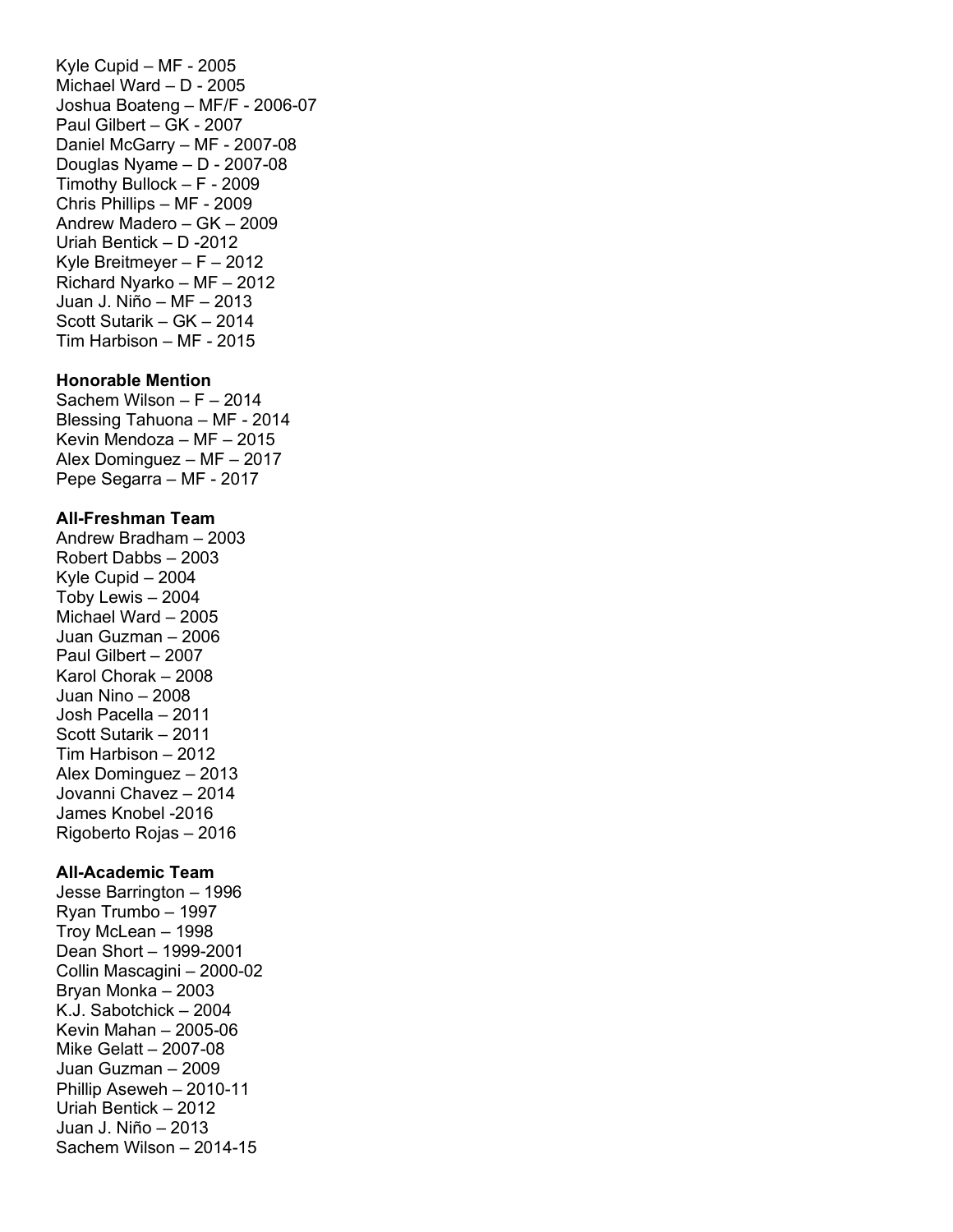Kyle Cupid – MF - 2005
Michael Ward – D - 2005
Joshua Boateng – MF/F - 2006-07
Paul Gilbert – GK - 2007
Daniel McGarry – MF - 2007-08
Douglas Nyame – D - 2007-08
Timothy Bullock – F - 2009
Chris Phillips – MF - 2009
Andrew Madero – GK – 2009
Uriah Bentick – D -2012
Kyle Breitmeyer – F – 2012
Richard Nyarko – MF – 2012
Juan J. Niño – MF – 2013
Scott Sutarik – GK – 2014
Tim Harbison – MF - 2015

**Honorable Mention**

Sachem Wilson – F – 2014
Blessing Tahuona – MF - 2014
Kevin Mendoza – MF – 2015
Alex Dominguez – MF – 2017
Pepe Segarra – MF - 2017

**All-Freshman Team**

Andrew Bradham – 2003
Robert Dabbs – 2003
Kyle Cupid – 2004
Toby Lewis – 2004
Michael Ward – 2005
Juan Guzman – 2006
Paul Gilbert – 2007
Karol Chorak – 2008
Juan Nino – 2008
Josh Pacella – 2011
Scott Sutarik – 2011
Tim Harbison – 2012
Alex Dominguez – 2013
Jovanni Chavez – 2014
James Knobel -2016
Rigoberto Rojas – 2016

**All-Academic Team**

Jesse Barrington – 1996
Ryan Trumbo – 1997
Troy McLean – 1998
Dean Short – 1999-2001
Collin Mascagini – 2000-02
Bryan Monka – 2003
K.J. Sabotchick – 2004
Kevin Mahan – 2005-06
Mike Gelatt – 2007-08
Juan Guzman – 2009
Phillip Aseweh – 2010-11
Uriah Bentick – 2012
Juan J. Niño – 2013
Sachem Wilson – 2014-15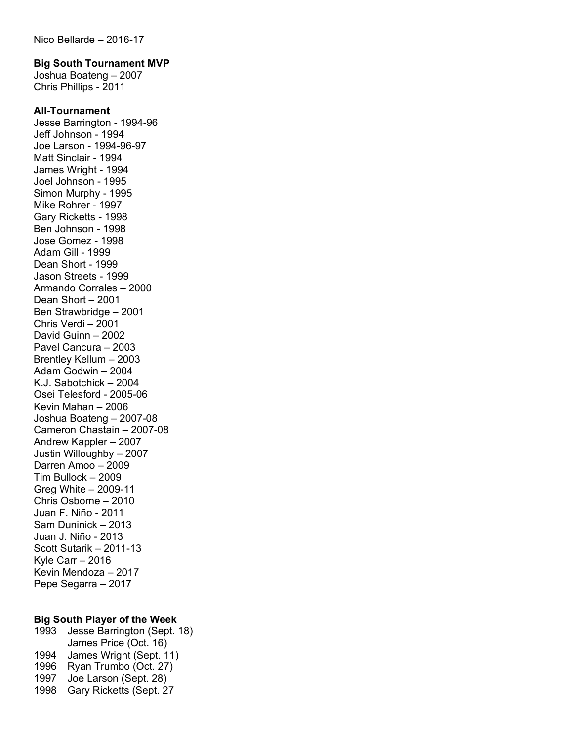Nico Bellarde – 2016-17

**Big South Tournament MVP**

Joshua Boateng – 2007
Chris Phillips - 2011

**All-Tournament**

Jesse Barrington - 1994-96
Jeff Johnson - 1994
Joe Larson - 1994-96-97
Matt Sinclair - 1994
James Wright - 1994
Joel Johnson - 1995
Simon Murphy - 1995
Mike Rohrer - 1997
Gary Ricketts - 1998
Ben Johnson - 1998
Jose Gomez - 1998
Adam Gill - 1999
Dean Short - 1999
Jason Streets - 1999
Armando Corrales – 2000
Dean Short – 2001
Ben Strawbridge – 2001
Chris Verdi – 2001
David Guinn – 2002
Pavel Cancura – 2003
Brentley Kellum – 2003
Adam Godwin – 2004
K.J. Sabotchick – 2004
Osei Telesford - 2005-06
Kevin Mahan – 2006
Joshua Boateng – 2007-08
Cameron Chastain – 2007-08
Andrew Kappler – 2007
Justin Willoughby – 2007
Darren Amoo – 2009
Tim Bullock – 2009
Greg White – 2009-11
Chris Osborne – 2010
Juan F. Niño - 2011
Sam Duninick – 2013
Juan J. Niño - 2013
Scott Sutarik – 2011-13
Kyle Carr – 2016
Kevin Mendoza – 2017
Pepe Segarra – 2017

**Big South Player of the Week**

1993 Jesse Barrington (Sept. 18)
James Price (Oct. 16)
1994 James Wright (Sept. 11)
1996 Ryan Trumbo (Oct. 27)
1997 Joe Larson (Sept. 28)
1998 Gary Ricketts (Sept. 27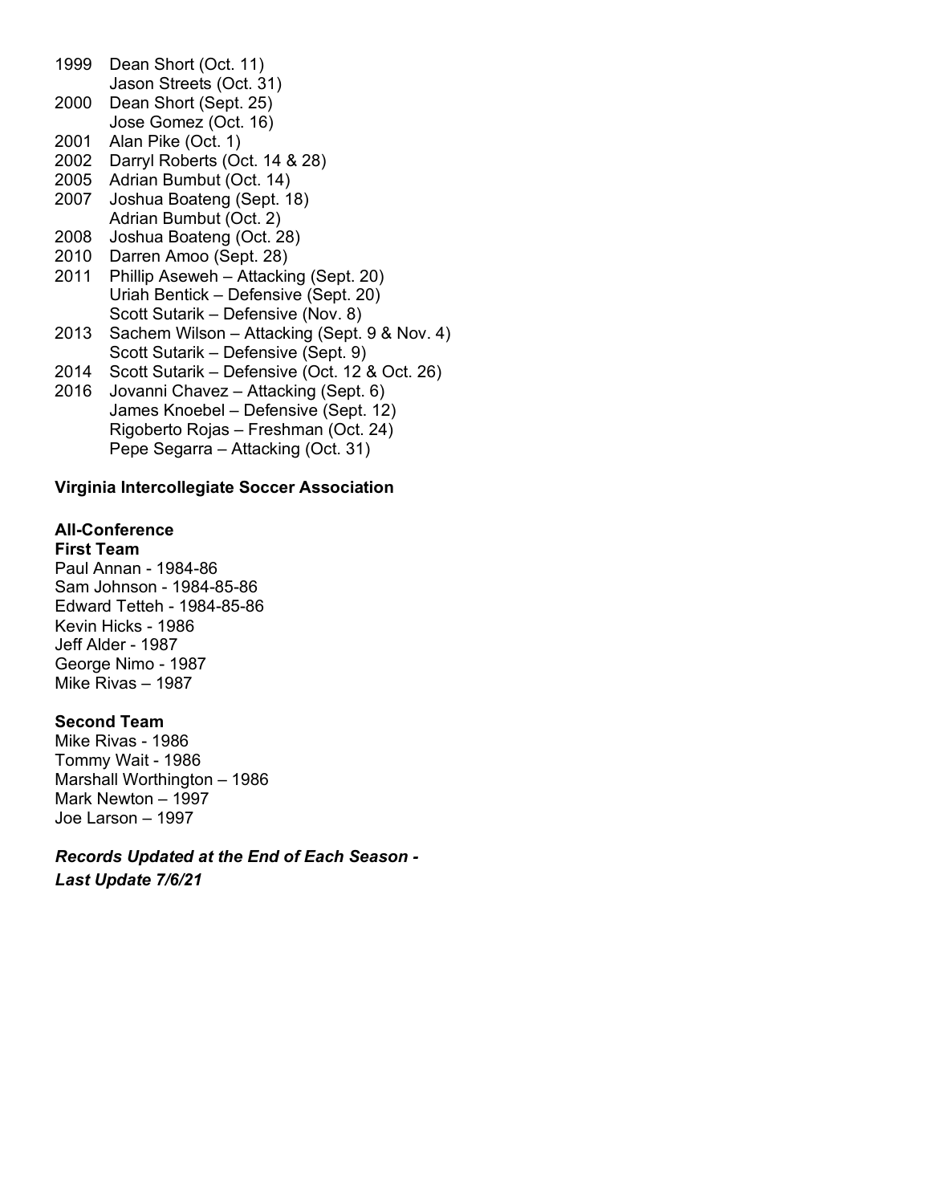1999 Dean Short (Oct. 11)
Jason Streets (Oct. 31)
2000 Dean Short (Sept. 25)
Jose Gomez (Oct. 16)
2001 Alan Pike (Oct. 1)
2002 Darryl Roberts (Oct. 14 & 28)
2005 Adrian Bumbut (Oct. 14)
2007 Joshua Boateng (Sept. 18)
Adrian Bumbut (Oct. 2)
2008 Joshua Boateng (Oct. 28)
2010 Darren Amoo (Sept. 28)
2011 Phillip Aseweh – Attacking (Sept. 20)
Uriah Bentick – Defensive (Sept. 20)
Scott Sutarik – Defensive (Nov. 8)
2013 Sachem Wilson – Attacking (Sept. 9 & Nov. 4)
Scott Sutarik – Defensive (Sept. 9)
2014 Scott Sutarik – Defensive (Oct. 12 & Oct. 26)
2016 Jovanni Chavez – Attacking (Sept. 6)
James Knoebel – Defensive (Sept. 12)
Rigoberto Rojas – Freshman (Oct. 24)
Pepe Segarra – Attacking (Oct. 31)

**Virginia Intercollegiate Soccer Association**

**All-Conference**
**First Team**
Paul Annan - 1984-86
Sam Johnson - 1984-85-86
Edward Tetteh - 1984-85-86
Kevin Hicks - 1986
Jeff Alder - 1987
George Nimo - 1987
Mike Rivas – 1987

**Second Team**
Mike Rivas - 1986
Tommy Wait - 1986
Marshall Worthington – 1986
Mark Newton – 1997
Joe Larson – 1997

***Records Updated at the End of Each Season -***
***Last Update 7/6/21***